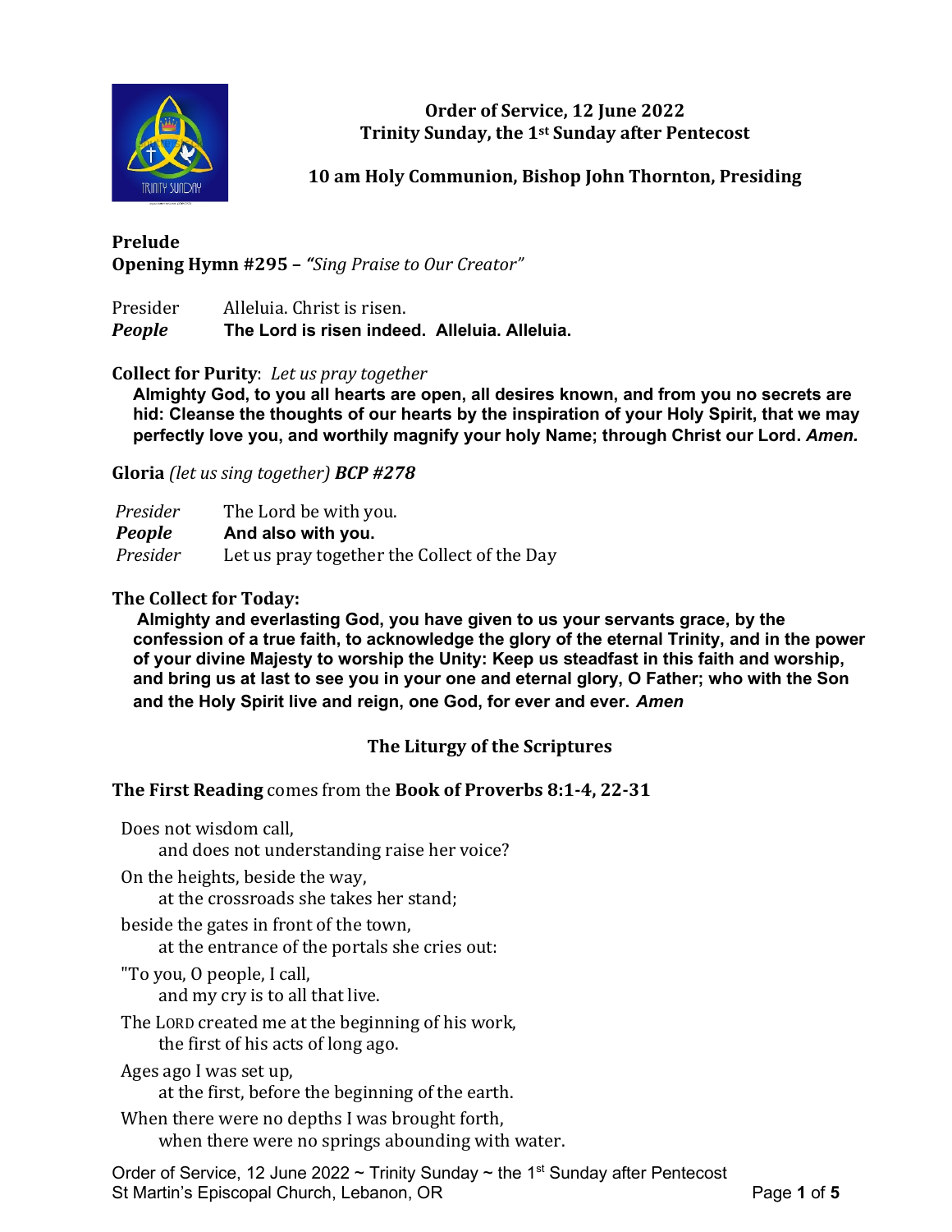**Order of Service, 12 June 2022**
**Trinity Sunday, the 1st Sunday after Pentecost**

**10 am Holy Communion, Bishop John Thornton, Presiding**

**Prelude**
**Opening Hymn #295 –** ***"Sing Praise to Our Creator"***

Presider Alleluia. Christ is risen.
***People*** **The Lord is risen indeed. Alleluia. Alleluia.**

**Collect for Purity**: *Let us pray together*

**Almighty God, to you all hearts are open, all desires known, and from you no secrets are hid: Cleanse the thoughts of our hearts by the inspiration of your Holy Spirit, that we may perfectly love you, and worthily magnify your holy Name; through Christ our Lord.** ***Amen.***

**Gloria** *(let us sing together)* ***BCP #278***

*Presider* The Lord be with you.
***People*** **And also with you.**
*Presider* Let us pray together the Collect of the Day

**The Collect for Today:**

**Almighty and everlasting God, you have given to us your servants grace, by the confession of a true faith, to acknowledge the glory of the eternal Trinity, and in the power of your divine Majesty to worship the Unity: Keep us steadfast in this faith and worship, and bring us at last to see you in your one and eternal glory, O Father; who with the Son and the Holy Spirit live and reign, one God, for ever and ever.** ***Amen***

## The Liturgy of the Scriptures

**The First Reading** comes from the **Book of Proverbs 8:1-4, 22-31**

Does not wisdom call,
  and does not understanding raise her voice?
On the heights, beside the way,
  at the crossroads she takes her stand;
beside the gates in front of the town,
  at the entrance of the portals she cries out:
"To you, O people, I call,
  and my cry is to all that live.
The LORD created me at the beginning of his work,
  the first of his acts of long ago.
Ages ago I was set up,
  at the first, before the beginning of the earth.
When there were no depths I was brought forth,
  when there were no springs abounding with water.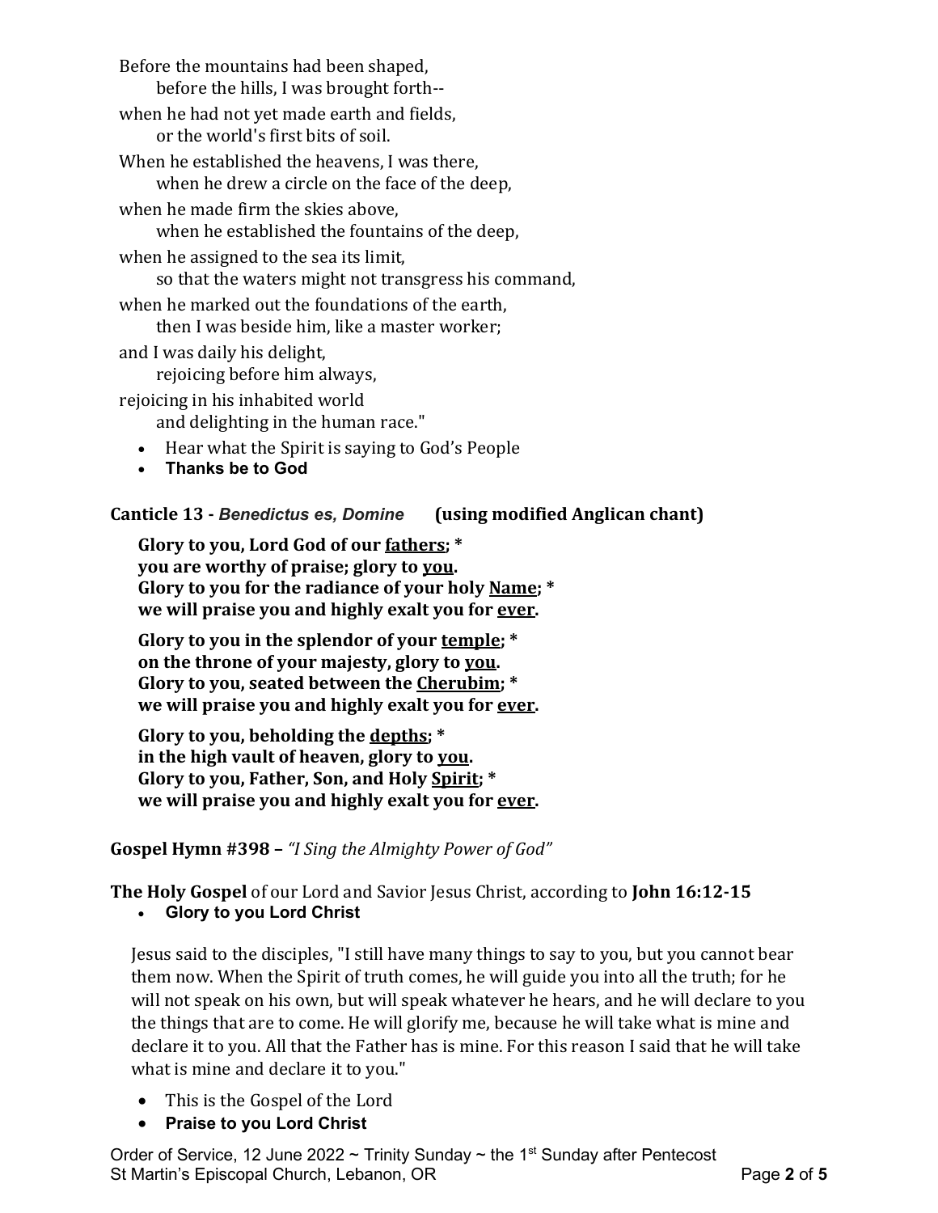Before the mountains had been shaped,
    before the hills, I was brought forth--
when he had not yet made earth and fields,
    or the world's first bits of soil.
When he established the heavens, I was there,
    when he drew a circle on the face of the deep,
when he made firm the skies above,
    when he established the fountains of the deep,
when he assigned to the sea its limit,
    so that the waters might not transgress his command,
when he marked out the foundations of the earth,
    then I was beside him, like a master worker;
and I was daily his delight,
    rejoicing before him always,
rejoicing in his inhabited world
    and delighting in the human race."

- Hear what the Spirit is saying to God's People
- **Thanks be to God**

**Canticle 13 -** ***Benedictus es, Domine*** **(using modified Anglican chant)**

**Glory to you, Lord God of our <u>fathers</u>; \***
**you are worthy of praise; glory to <u>you</u>.**
**Glory to you for the radiance of your holy <u>Name</u>; \***
**we will praise you and highly exalt you for <u>ever</u>.**

**Glory to you in the splendor of your <u>temple</u>; \***
**on the throne of your majesty, glory to <u>you</u>.**
**Glory to you, seated between the <u>Cherubim</u>; \***
**we will praise you and highly exalt you for <u>ever</u>.**

**Glory to you, beholding the <u>depths</u>; \***
**in the high vault of heaven, glory to <u>you</u>.**
**Glory to you, Father, Son, and Holy <u>Spirit</u>; \***
**we will praise you and highly exalt you for <u>ever</u>.**

**Gospel Hymn #398 –** *"I Sing the Almighty Power of God"*

**The Holy Gospel** of our Lord and Savior Jesus Christ, according to **John 16:12-15**

- **Glory to you Lord Christ**

Jesus said to the disciples, "I still have many things to say to you, but you cannot bear them now. When the Spirit of truth comes, he will guide you into all the truth; for he will not speak on his own, but will speak whatever he hears, and he will declare to you the things that are to come. He will glorify me, because he will take what is mine and declare it to you. All that the Father has is mine. For this reason I said that he will take what is mine and declare it to you."

- This is the Gospel of the Lord
- **Praise to you Lord Christ**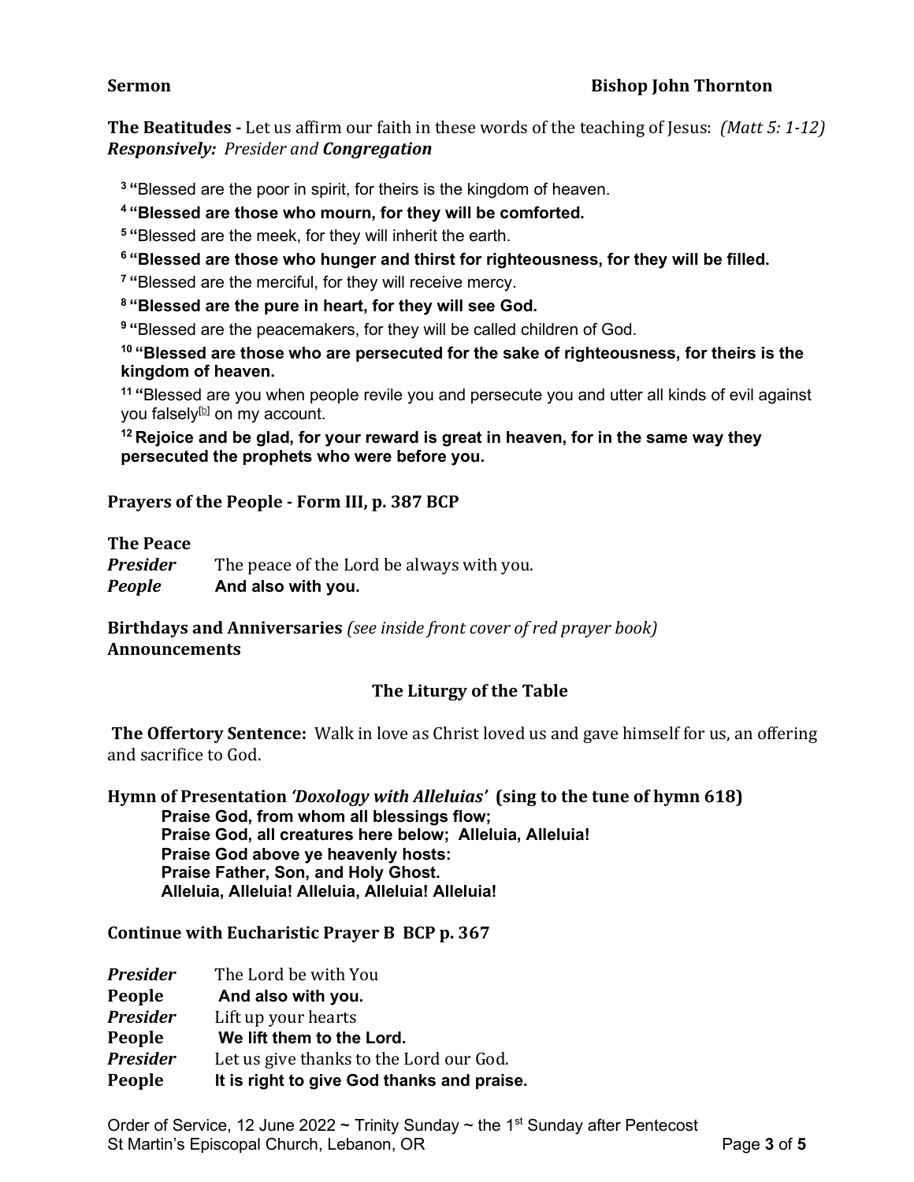**Sermon** **Bishop John Thornton**

**The Beatitudes -** Let us affirm our faith in these words of the teaching of Jesus: *(Matt 5: 1-12)*
***Responsively:*** *Presider and* ***Congregation***

3 "Blessed are the poor in spirit, for theirs is the kingdom of heaven.

**4 "Blessed are those who mourn, for they will be comforted.**

5 "Blessed are the meek, for they will inherit the earth.

**6 "Blessed are those who hunger and thirst for righteousness, for they will be filled.**

7 "Blessed are the merciful, for they will receive mercy.

**8 "Blessed are the pure in heart, for they will see God.**

9 "Blessed are the peacemakers, for they will be called children of God.

**10 "Blessed are those who are persecuted for the sake of righteousness, for theirs is the kingdom of heaven.**

11 "Blessed are you when people revile you and persecute you and utter all kinds of evil against you falsely[b] on my account.

**12 Rejoice and be glad, for your reward is great in heaven, for in the same way they persecuted the prophets who were before you.**

**Prayers of the People - Form III, p. 387 BCP**

**The Peace**

***Presider*** The peace of the Lord be always with you.
***People*** **And also with you.**

**Birthdays and Anniversaries** *(see inside front cover of red prayer book)*
**Announcements**

## The Liturgy of the Table

**The Offertory Sentence:** Walk in love as Christ loved us and gave himself for us, an offering and sacrifice to God.

**Hymn of Presentation *'Doxology with Alleluias'* (sing to the tune of hymn 618)**

**Praise God, from whom all blessings flow;**
**Praise God, all creatures here below; Alleluia, Alleluia!**
**Praise God above ye heavenly hosts:**
**Praise Father, Son, and Holy Ghost.**
**Alleluia, Alleluia! Alleluia, Alleluia! Alleluia!**

**Continue with Eucharistic Prayer B BCP p. 367**

***Presider*** The Lord be with You
**People** **And also with you.**
***Presider*** Lift up your hearts
**People** **We lift them to the Lord.**
***Presider*** Let us give thanks to the Lord our God.
**People** **It is right to give God thanks and praise.**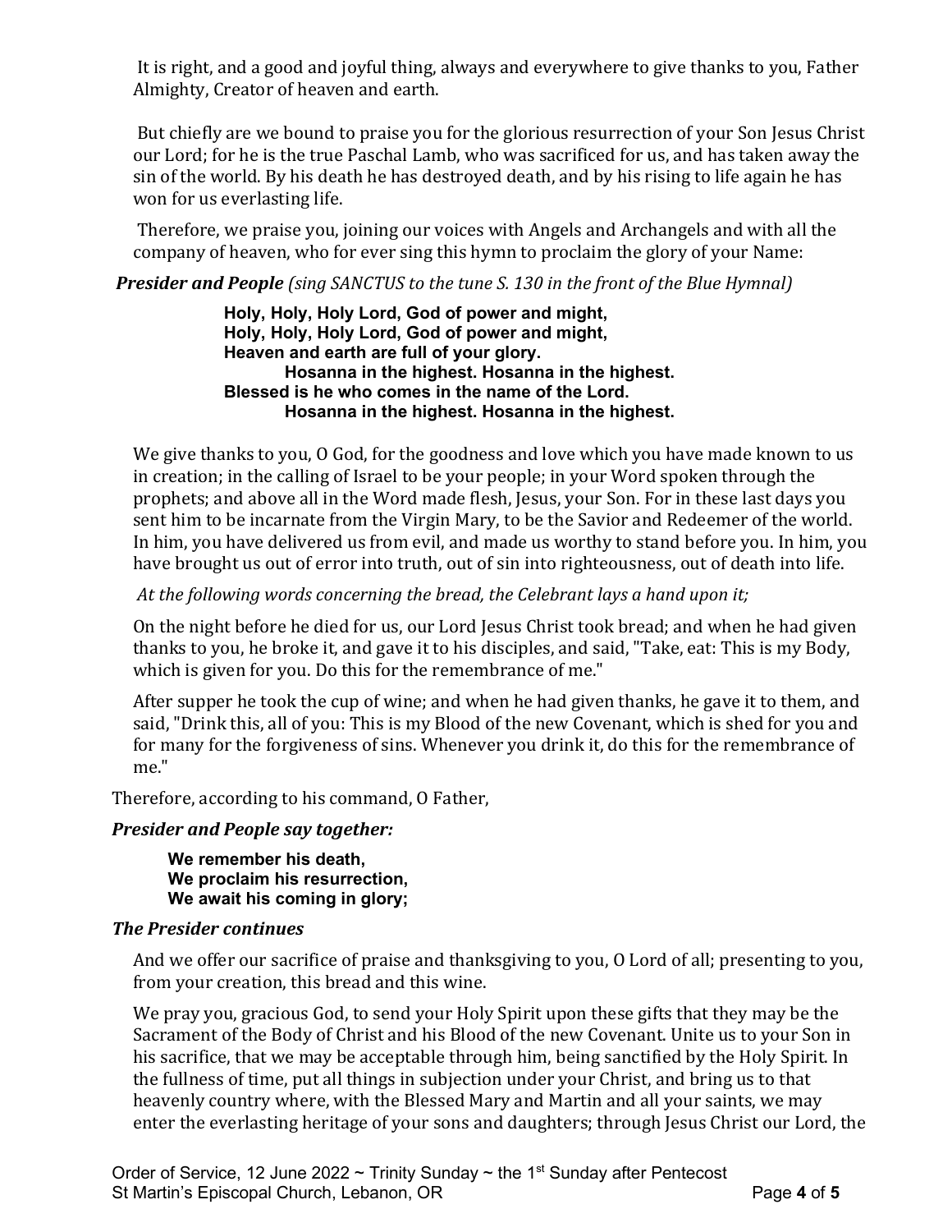It is right, and a good and joyful thing, always and everywhere to give thanks to you, Father Almighty, Creator of heaven and earth.

But chiefly are we bound to praise you for the glorious resurrection of your Son Jesus Christ our Lord; for he is the true Paschal Lamb, who was sacrificed for us, and has taken away the sin of the world. By his death he has destroyed death, and by his rising to life again he has won for us everlasting life.

Therefore, we praise you, joining our voices with Angels and Archangels and with all the company of heaven, who for ever sing this hymn to proclaim the glory of your Name:

***Presider and People*** *(sing SANCTUS to the tune S. 130 in the front of the Blue Hymnal)*

**Holy, Holy, Holy Lord, God of power and might,**
**Holy, Holy, Holy Lord, God of power and might,**
**Heaven and earth are full of your glory.**
**Hosanna in the highest. Hosanna in the highest.**
**Blessed is he who comes in the name of the Lord.**
**Hosanna in the highest. Hosanna in the highest.**

We give thanks to you, O God, for the goodness and love which you have made known to us in creation; in the calling of Israel to be your people; in your Word spoken through the prophets; and above all in the Word made flesh, Jesus, your Son. For in these last days you sent him to be incarnate from the Virgin Mary, to be the Savior and Redeemer of the world. In him, you have delivered us from evil, and made us worthy to stand before you. In him, you have brought us out of error into truth, out of sin into righteousness, out of death into life.

*At the following words concerning the bread, the Celebrant lays a hand upon it;*

On the night before he died for us, our Lord Jesus Christ took bread; and when he had given thanks to you, he broke it, and gave it to his disciples, and said, "Take, eat: This is my Body, which is given for you. Do this for the remembrance of me."

After supper he took the cup of wine; and when he had given thanks, he gave it to them, and said, "Drink this, all of you: This is my Blood of the new Covenant, which is shed for you and for many for the forgiveness of sins. Whenever you drink it, do this for the remembrance of me."

Therefore, according to his command, O Father,

***Presider and People say together:***

**We remember his death,**
**We proclaim his resurrection,**
**We await his coming in glory;**

***The Presider continues***

And we offer our sacrifice of praise and thanksgiving to you, O Lord of all; presenting to you, from your creation, this bread and this wine.

We pray you, gracious God, to send your Holy Spirit upon these gifts that they may be the Sacrament of the Body of Christ and his Blood of the new Covenant. Unite us to your Son in his sacrifice, that we may be acceptable through him, being sanctified by the Holy Spirit. In the fullness of time, put all things in subjection under your Christ, and bring us to that heavenly country where, with the Blessed Mary and Martin and all your saints, we may enter the everlasting heritage of your sons and daughters; through Jesus Christ our Lord, the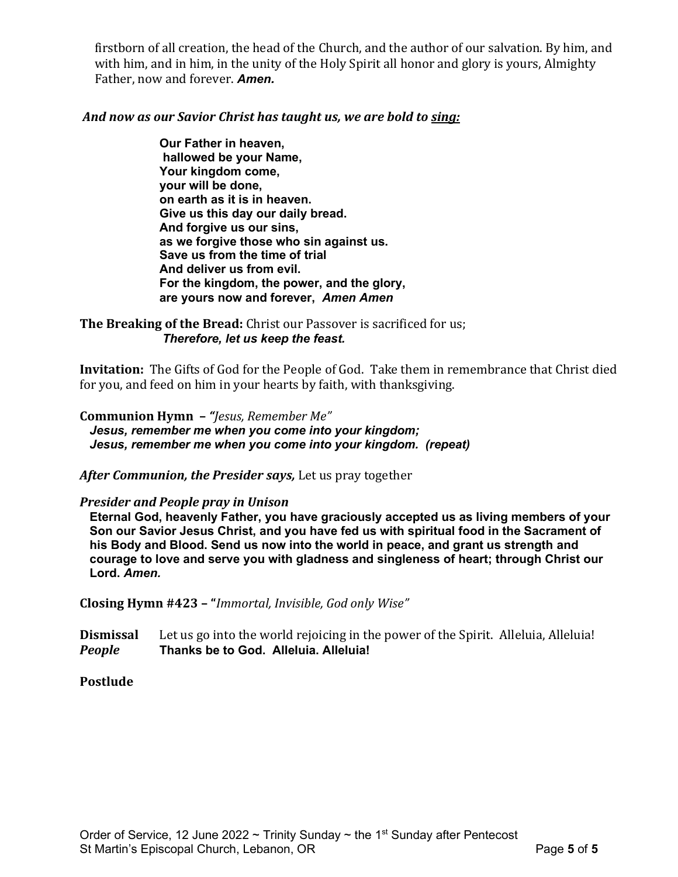firstborn of all creation, the head of the Church, and the author of our salvation. By him, and with him, and in him, in the unity of the Holy Spirit all honor and glory is yours, Almighty Father, now and forever. ***Amen.***

*And now as our Savior Christ has taught us, we are bold to* ***sing:***

**Our Father in heaven,**
**hallowed be your Name,**
**Your kingdom come,**
**your will be done,**
**on earth as it is in heaven.**
**Give us this day our daily bread.**
**And forgive us our sins,**
**as we forgive those who sin against us.**
**Save us from the time of trial**
**And deliver us from evil.**
**For the kingdom, the power, and the glory,**
**are yours now and forever,** ***Amen Amen***

**The Breaking of the Bread:** Christ our Passover is sacrificed for us;
***Therefore, let us keep the feast.***

**Invitation:** The Gifts of God for the People of God. Take them in remembrance that Christ died for you, and feed on him in your hearts by faith, with thanksgiving.

**Communion Hymn** – *"Jesus, Remember Me"*
***Jesus, remember me when you come into your kingdom;***
***Jesus, remember me when you come into your kingdom. (repeat)***

***After Communion, the Presider says,*** Let us pray together

***Presider and People pray in Unison***
**Eternal God, heavenly Father, you have graciously accepted us as living members of your Son our Savior Jesus Christ, and you have fed us with spiritual food in the Sacrament of his Body and Blood. Send us now into the world in peace, and grant us strength and courage to love and serve you with gladness and singleness of heart; through Christ our Lord.** ***Amen.***

**Closing Hymn #423 – "***Immortal, Invisible, God only Wise"*

**Dismissal** Let us go into the world rejoicing in the power of the Spirit. Alleluia, Alleluia!
***People*** **Thanks be to God. Alleluia. Alleluia!**

**Postlude**